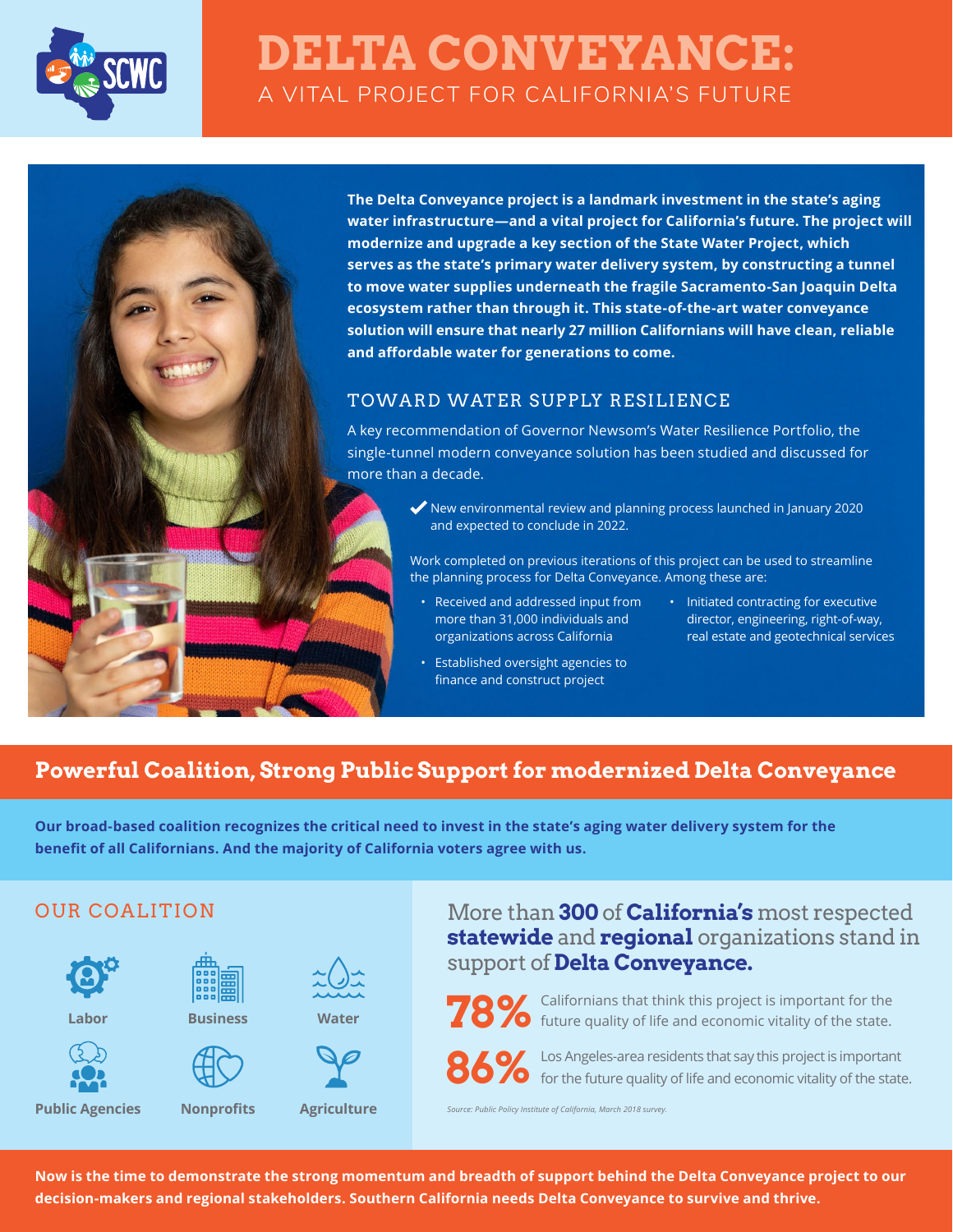# DELTA CONVEYANCE:

## A VITAL PROJECT FOR CALIFORNIA'S FUTURE

**The Delta Conveyance project is a landmark investment in the state's aging water infrastructure—and a vital project for California's future. The project will modernize and upgrade a key section of the State Water Project, which serves as the state's primary water delivery system, by constructing a tunnel to move water supplies underneath the fragile Sacramento-San Joaquin Delta ecosystem rather than through it. This state-of-the-art water conveyance solution will ensure that nearly 27 million Californians will have clean, reliable and affordable water for generations to come.**

### TOWARD WATER SUPPLY RESILIENCE

A key recommendation of Governor Newsom's Water Resilience Portfolio, the single-tunnel modern conveyance solution has been studied and discussed for more than a decade.

✔ New environmental review and planning process launched in January 2020 and expected to conclude in 2022.

Work completed on previous iterations of this project can be used to streamline the planning process for Delta Conveyance. Among these are:

- Received and addressed input from more than 31,000 individuals and organizations across California
- Established oversight agencies to finance and construct project
- Initiated contracting for executive director, engineering, right-of-way, real estate and geotechnical services

## Powerful Coalition, Strong Public Support for modernized Delta Conveyance

**Our broad-based coalition recognizes the critical need to invest in the state's aging water delivery system for the benefit of all Californians. And the majority of California voters agree with us.**

### OUR COALITION

- Labor
- Business
- Water
- Public Agencies
- Nonprofits
- Agriculture

More than **300** of **California's** most respected **statewide** and **regional** organizations stand in support of **Delta Conveyance.**

**78%** Californians that think this project is important for the future quality of life and economic vitality of the state.

**86%** Los Angeles-area residents that say this project is important for the future quality of life and economic vitality of the state.

*Source: Public Policy Institute of California, March 2018 survey.*

**Now is the time to demonstrate the strong momentum and breadth of support behind the Delta Conveyance project to our decision-makers and regional stakeholders. Southern California needs Delta Conveyance to survive and thrive.**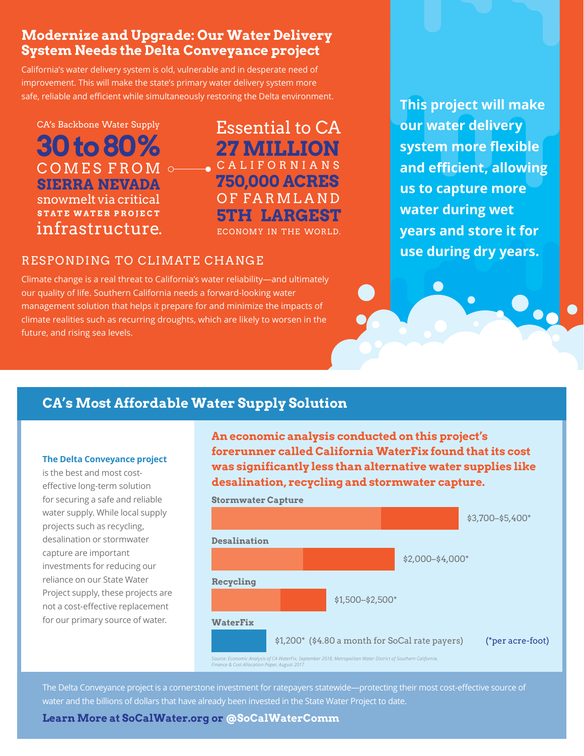## Modernize and Upgrade: Our Water Delivery System Needs the Delta Conveyance project

California's water delivery system is old, vulnerable and in desperate need of improvement. This will make the state's primary water delivery system more safe, reliable and efficient while simultaneously restoring the Delta environment.

CA's Backbone Water Supply
**30 to 80%**
COMES FROM
**SIERRA NEVADA**
snowmelt via critical
**STATE WATER PROJECT**
infrastructure.

Essential to CA
**27 MILLION**
CALIFORNIANS
**750,000 ACRES**
OF FARMLAND
**5TH LARGEST**
ECONOMY IN THE WORLD.

### RESPONDING TO CLIMATE CHANGE

Climate change is a real threat to California's water reliability—and ultimately our quality of life. Southern California needs a forward-looking water management solution that helps it prepare for and minimize the impacts of climate realities such as recurring droughts, which are likely to worsen in the future, and rising sea levels.

**This project will make our water delivery system more flexible and efficient, allowing us to capture more water during wet years and store it for use during dry years.**

## CA's Most Affordable Water Supply Solution

**The Delta Conveyance project** is the best and most cost-effective long-term solution for securing a safe and reliable water supply. While local supply projects such as recycling, desalination or stormwater capture are important investments for reducing our reliance on our State Water Project supply, these projects are not a cost-effective replacement for our primary source of water.

**An economic analysis conducted on this project's forerunner called California WaterFix found that its cost was significantly less than alternative water supplies like desalination, recycling and stormwater capture.**

Stormwater Capture
$3,700–$5,400*

Desalination
$2,000–$4,000*

Recycling
$1,500–$2,500*

WaterFix
$1,200* ($4.80 a month for SoCal rate payers)

(*per acre-foot)

*Source: Economic Analysis of CA WaterFix, September 2018; Metropolitan Water District of Southern California, Finance & Cost Allocation Paper, August 2017.*

The Delta Conveyance project is a cornerstone investment for ratepayers statewide—protecting their most cost-effective source of water and the billions of dollars that have already been invested in the State Water Project to date.

**Learn More at SoCalWater.org or @SoCalWaterComm**